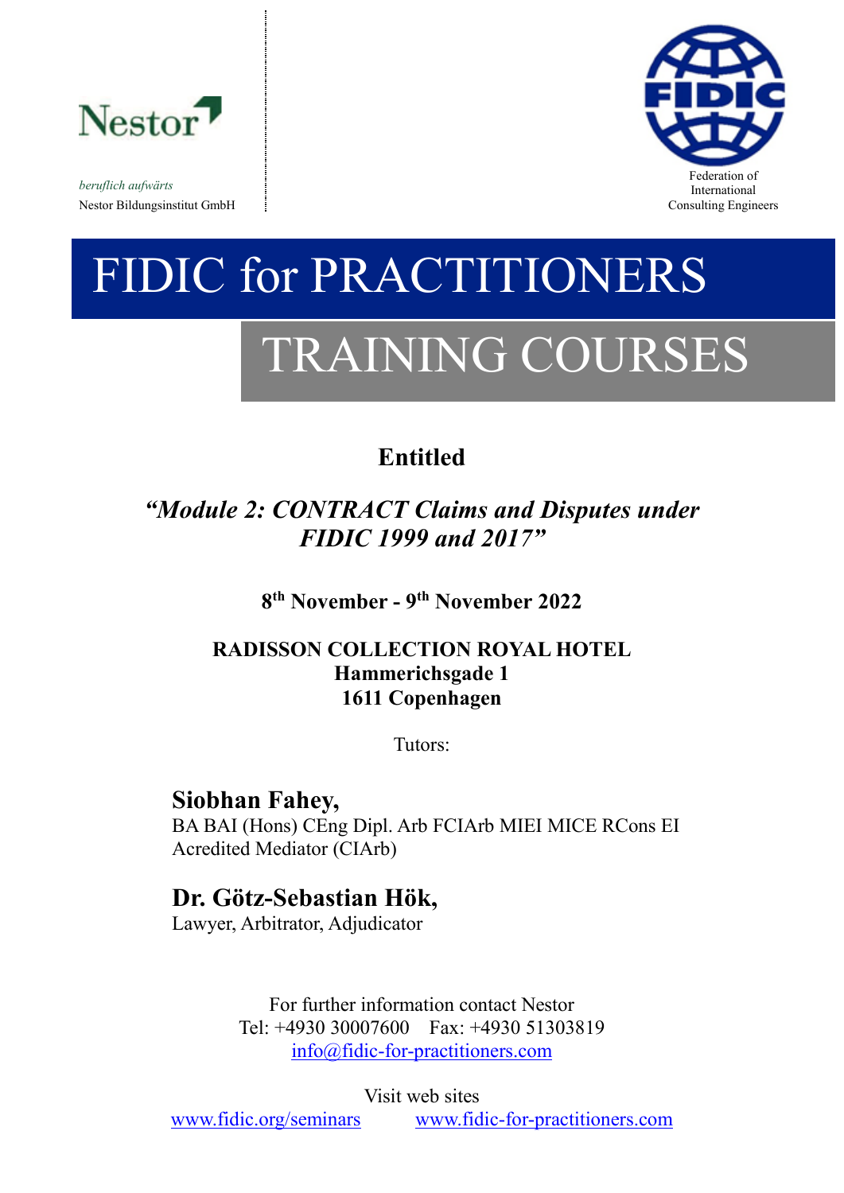Nestor

*beruflich aufwärts*

Nestor Bildungsinstitut GmbH

Federation of International Consulting Engineers

# FIDIC for PRACTITIONERS

# TRAINING COURSES

**Entitled**

***"Module 2: CONTRACT Claims and Disputes under FIDIC 1999 and 2017"***

**8th November - 9th November 2022**

**RADISSON COLLECTION ROYAL HOTEL**
**Hammerichsgade 1**
**1611 Copenhagen**

Tutors:

**Siobhan Fahey,**
BA BAI (Hons) CEng Dipl. Arb FCIArb MIEI MICE RCons EI
Acredited Mediator (CIArb)

**Dr. Götz-Sebastian Hök,**
Lawyer, Arbitrator, Adjudicator

For further information contact Nestor
Tel: +4930 30007600 Fax: +4930 51303819
info@fidic-for-practitioners.com

Visit web sites
www.fidic.org/seminars www.fidic-for-practitioners.com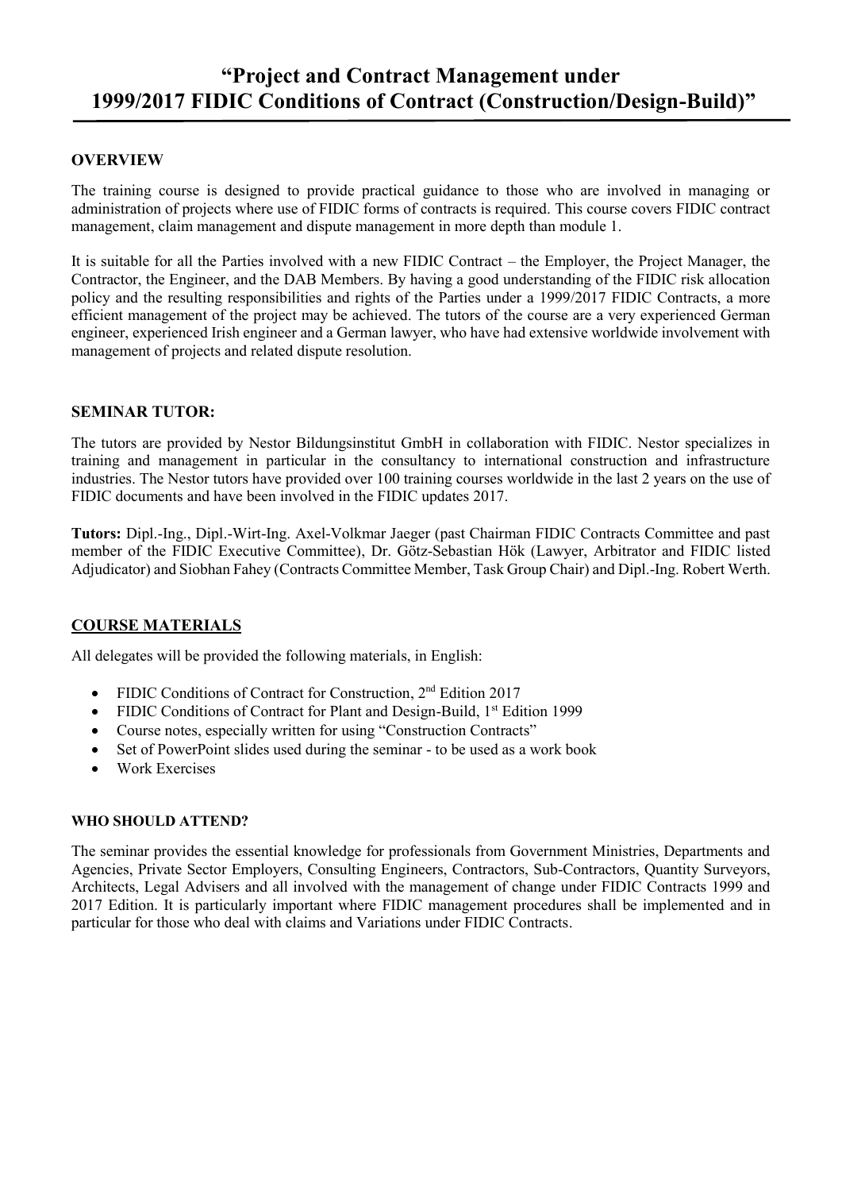# “Project and Contract Management under 1999/2017 FIDIC Conditions of Contract (Construction/Design-Build)”

## OVERVIEW

The training course is designed to provide practical guidance to those who are involved in managing or administration of projects where use of FIDIC forms of contracts is required. This course covers FIDIC contract management, claim management and dispute management in more depth than module 1.

It is suitable for all the Parties involved with a new FIDIC Contract – the Employer, the Project Manager, the Contractor, the Engineer, and the DAB Members. By having a good understanding of the FIDIC risk allocation policy and the resulting responsibilities and rights of the Parties under a 1999/2017 FIDIC Contracts, a more efficient management of the project may be achieved. The tutors of the course are a very experienced German engineer, experienced Irish engineer and a German lawyer, who have had extensive worldwide involvement with management of projects and related dispute resolution.

## SEMINAR TUTOR:

The tutors are provided by Nestor Bildungsinstitut GmbH in collaboration with FIDIC. Nestor specializes in training and management in particular in the consultancy to international construction and infrastructure industries. The Nestor tutors have provided over 100 training courses worldwide in the last 2 years on the use of FIDIC documents and have been involved in the FIDIC updates 2017.

**Tutors:** Dipl.-Ing., Dipl.-Wirt-Ing. Axel-Volkmar Jaeger (past Chairman FIDIC Contracts Committee and past member of the FIDIC Executive Committee), Dr. Götz-Sebastian Hök (Lawyer, Arbitrator and FIDIC listed Adjudicator) and Siobhan Fahey (Contracts Committee Member, Task Group Chair) and Dipl.-Ing. Robert Werth.

## COURSE MATERIALS

All delegates will be provided the following materials, in English:

- FIDIC Conditions of Contract for Construction, 2nd Edition 2017
- FIDIC Conditions of Contract for Plant and Design-Build, 1st Edition 1999
- Course notes, especially written for using “Construction Contracts”
- Set of PowerPoint slides used during the seminar - to be used as a work book
- Work Exercises

### WHO SHOULD ATTEND?

The seminar provides the essential knowledge for professionals from Government Ministries, Departments and Agencies, Private Sector Employers, Consulting Engineers, Contractors, Sub-Contractors, Quantity Surveyors, Architects, Legal Advisers and all involved with the management of change under FIDIC Contracts 1999 and 2017 Edition. It is particularly important where FIDIC management procedures shall be implemented and in particular for those who deal with claims and Variations under FIDIC Contracts.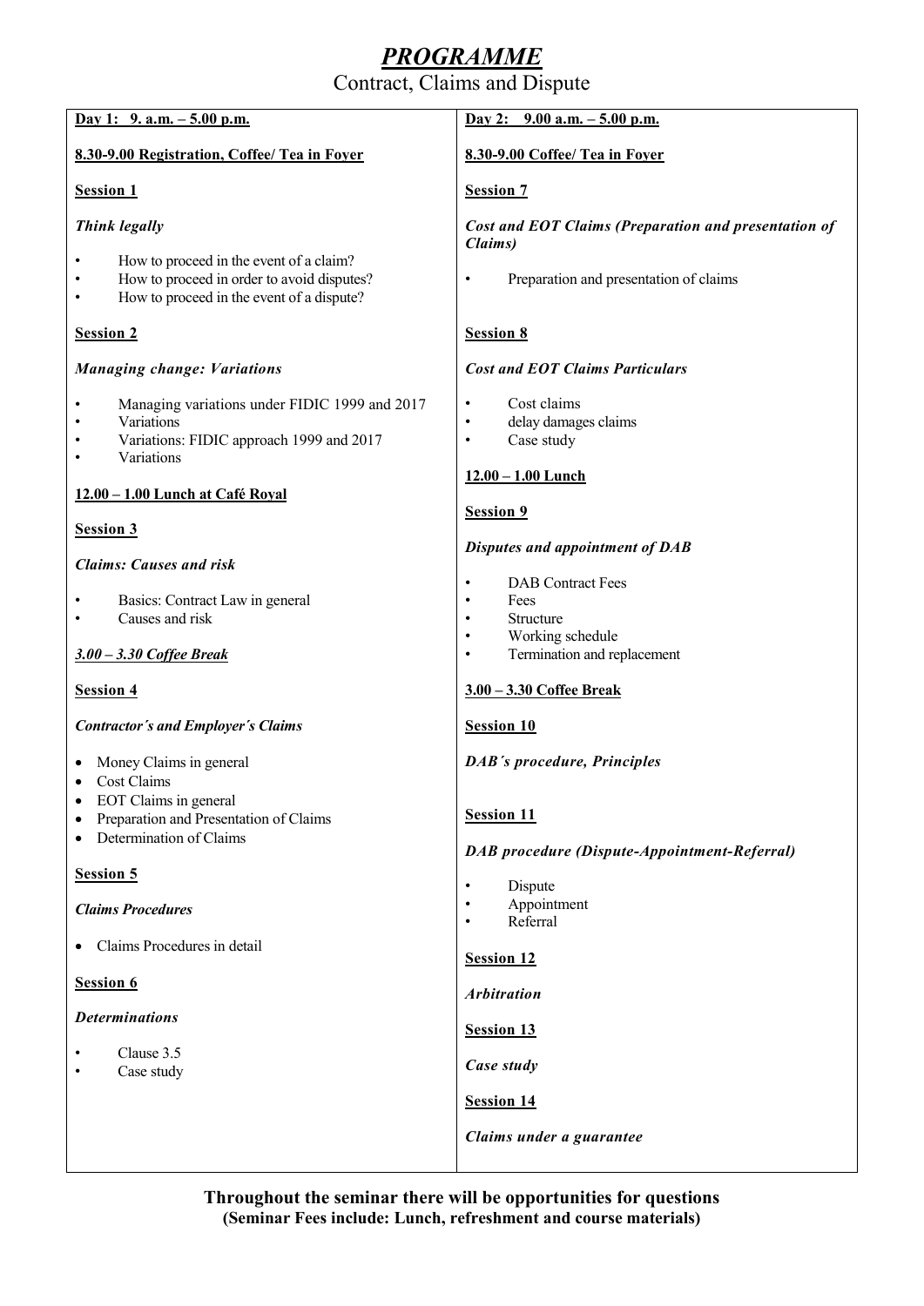# *PROGRAMME*

Contract, Claims and Dispute

**Day 1: 9. a.m. – 5.00 p.m.**

**8.30-9.00 Registration, Coffee/ Tea in Foyer**

**Session 1**

***Think legally***

- How to proceed in the event of a claim?
- How to proceed in order to avoid disputes?
- How to proceed in the event of a dispute?

**Session 2**

***Managing change: Variations***

- Managing variations under FIDIC 1999 and 2017
- Variations
- Variations: FIDIC approach 1999 and 2017
- Variations

**12.00 – 1.00 Lunch at Café Royal**

**Session 3**

***Claims: Causes and risk***

- Basics: Contract Law in general
- Causes and risk

***3.00 – 3.30 Coffee Break***

**Session 4**

***Contractor´s and Employer´s Claims***

- Money Claims in general
- Cost Claims
- EOT Claims in general
- Preparation and Presentation of Claims
- Determination of Claims

**Session 5**

***Claims Procedures***

- Claims Procedures in detail

**Session 6**

***Determinations***

- Clause 3.5
- Case study

**Day 2: 9.00 a.m. – 5.00 p.m.**

**8.30-9.00 Coffee/ Tea in Foyer**

**Session 7**

***Cost and EOT Claims (Preparation and presentation of Claims)***

- Preparation and presentation of claims

**Session 8**

***Cost and EOT Claims Particulars***

- Cost claims
- delay damages claims
- Case study

**12.00 – 1.00 Lunch**

**Session 9**

***Disputes and appointment of DAB***

- DAB Contract Fees
- Fees
- Structure
- Working schedule
- Termination and replacement

**3.00 – 3.30 Coffee Break**

**Session 10**

***DAB´s procedure, Principles***

**Session 11**

***DAB procedure (Dispute-Appointment-Referral)***

- Dispute
- Appointment
- Referral

**Session 12**

***Arbitration***

**Session 13**

***Case study***

**Session 14**

***Claims under a guarantee***

**Throughout the seminar there will be opportunities for questions**
**(Seminar Fees include: Lunch, refreshment and course materials)**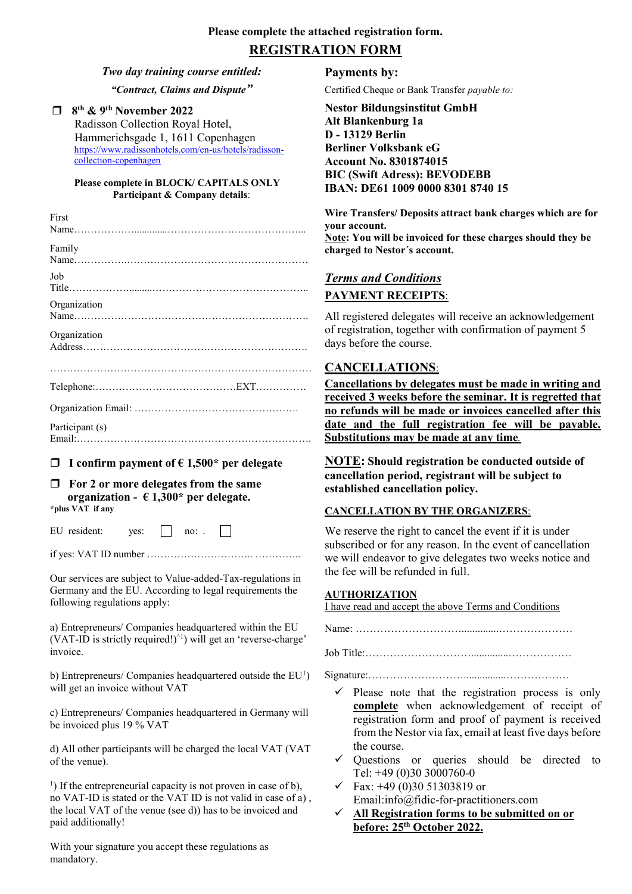**Please complete the attached registration form.**

# REGISTRATION FORM

*Two day training course entitled:*

***"Contract, Claims and Dispute"***

❒ **8th & 9th November 2022**
Radisson Collection Royal Hotel,
Hammerichsgade 1, 1611 Copenhagen
https://www.radissonhotels.com/en-us/hotels/radisson-collection-copenhagen

**Please complete in BLOCK/ CAPITALS ONLY**
**Participant & Company details**:

First Name…………………...........………………………………...

Family Name……………..…………………………………………

Job Title………………........……………………………………..

Organization Name…………………………………………………………….

Organization Address………………………………………………………….

……………………………………………………………………

Telephone:……………………………………EXT……………

Organization Email: ………………………………………….

Participant (s) Email:………………………………………………………………

❒ **I confirm payment of € 1,500\* per delegate**

❒ **For 2 or more delegates from the same organization - € 1,300\* per delegate.**
**\*plus VAT if any**

EU resident: yes: ☐ no: . ☐

if yes: VAT ID number ………………………….. …………..

Our services are subject to Value-added-Tax-regulations in Germany and the EU. According to legal requirements the following regulations apply:

a) Entrepreneurs/ Companies headquartered within the EU (VAT-ID is strictly required!)[^1]) will get an 'reverse-charge' invoice.

b) Entrepreneurs/ Companies headquartered outside the EU[1]) will get an invoice without VAT

c) Entrepreneurs/ Companies headquartered in Germany will be invoiced plus 19 % VAT

d) All other participants will be charged the local VAT (VAT of the venue).

[1]) If the entrepreneurial capacity is not proven in case of b), no VAT-ID is stated or the VAT ID is not valid in case of a) , the local VAT of the venue (see d)) has to be invoiced and paid additionally!

With your signature you accept these regulations as mandatory.

## Payments by:

Certified Cheque or Bank Transfer *payable to:*

**Nestor Bildungsinstitut GmbH**
**Alt Blankenburg 1a**
**D - 13129 Berlin**
**Berliner Volksbank eG**
**Account No. 8301874015**
**BIC (Swift Adress): BEVODEBB**
**IBAN: DE61 1009 0000 8301 8740 15**

**Wire Transfers/ Deposits attract bank charges which are for your account.**
**Note: You will be invoiced for these charges should they be charged to Nestor´s account.**

## *Terms and Conditions*

**PAYMENT RECEIPTS**:

All registered delegates will receive an acknowledgement of registration, together with confirmation of payment 5 days before the course.

**CANCELLATIONS**:

**Cancellations by delegates must be made in writing and received 3 weeks before the seminar. It is regretted that no refunds will be made or invoices cancelled after this date and the full registration fee will be payable. Substitutions may be made at any time.**

**NOTE: Should registration be conducted outside of cancellation period, registrant will be subject to established cancellation policy.**

**CANCELLATION BY THE ORGANIZERS**:

We reserve the right to cancel the event if it is under subscribed or for any reason. In the event of cancellation we will endeavor to give delegates two weeks notice and the fee will be refunded in full.

**AUTHORIZATION**

I have read and accept the above Terms and Conditions

Name: …………………………...............…………………

Job Title:…………………………..............………………

Signature:……………………….................………………

- ✓ Please note that the registration process is only **complete** when acknowledgement of receipt of registration form and proof of payment is received from the Nestor via fax, email at least five days before the course.
- ✓ Questions or queries should be directed to Tel: +49 (0)30 3000760-0
- ✓ Fax: +49 (0)30 51303819 or Email:info@fidic-for-practitioners.com
- ✓ **All Registration forms to be submitted on or before: 25th October 2022.**